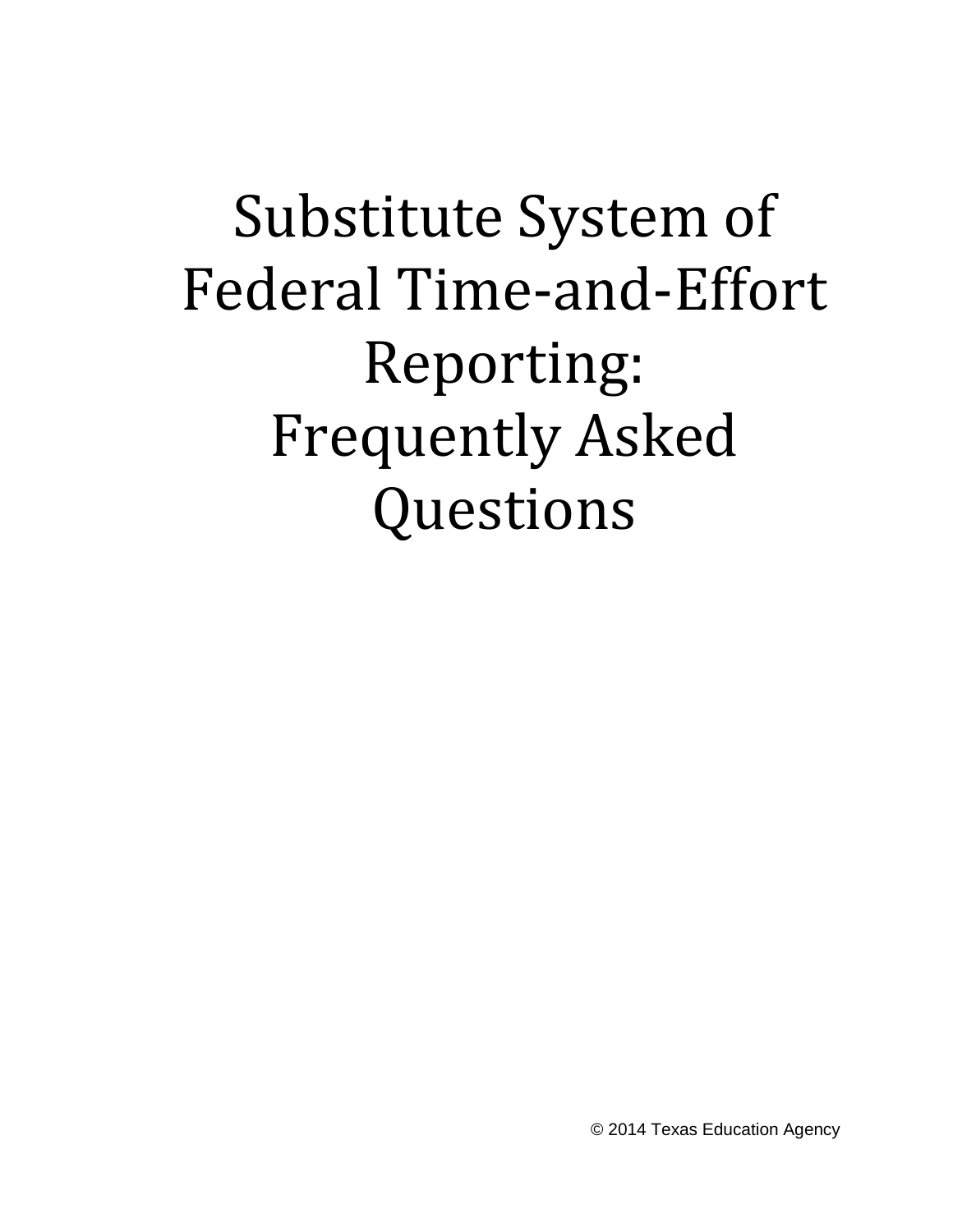# Substitute System of Federal Time-and-Effort Reporting: Frequently Asked Questions

© 2014 Texas Education Agency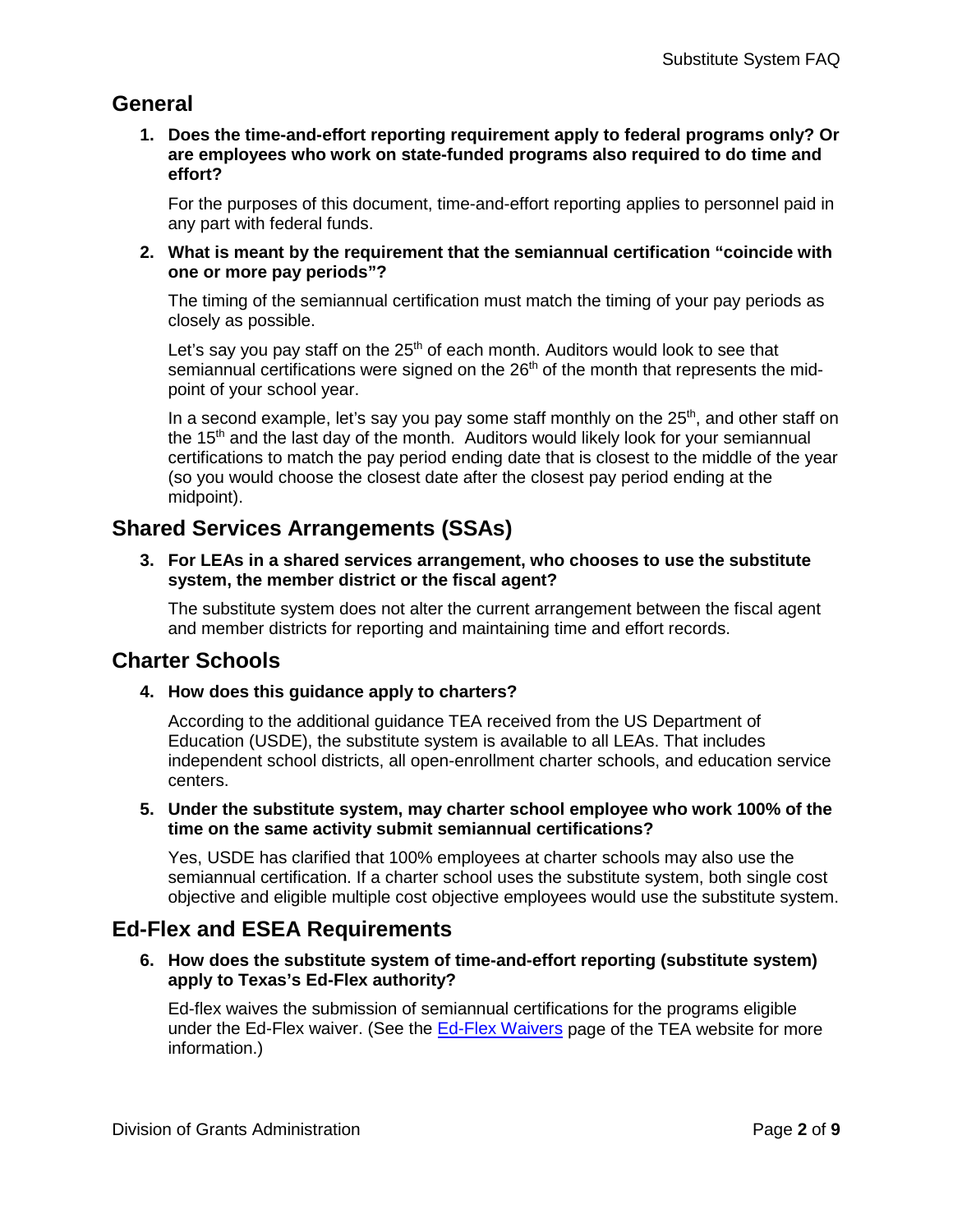## General

1. **Does the time-and-effort reporting requirement apply to federal programs only? Or are employees who work on state-funded programs also required to do time and effort?**

   For the purposes of this document, time-and-effort reporting applies to personnel paid in any part with federal funds.

2. **What is meant by the requirement that the semiannual certification "coincide with one or more pay periods"?**

   The timing of the semiannual certification must match the timing of your pay periods as closely as possible.

   Let's say you pay staff on the 25th of each month. Auditors would look to see that semiannual certifications were signed on the 26th of the month that represents the mid-point of your school year.

   In a second example, let's say you pay some staff monthly on the 25th, and other staff on the 15th and the last day of the month. Auditors would likely look for your semiannual certifications to match the pay period ending date that is closest to the middle of the year (so you would choose the closest date after the closest pay period ending at the midpoint).

## Shared Services Arrangements (SSAs)

3. **For LEAs in a shared services arrangement, who chooses to use the substitute system, the member district or the fiscal agent?**

   The substitute system does not alter the current arrangement between the fiscal agent and member districts for reporting and maintaining time and effort records.

## Charter Schools

4. **How does this guidance apply to charters?**

   According to the additional guidance TEA received from the US Department of Education (USDE), the substitute system is available to all LEAs. That includes independent school districts, all open-enrollment charter schools, and education service centers.

5. **Under the substitute system, may charter school employee who work 100% of the time on the same activity submit semiannual certifications?**

   Yes, USDE has clarified that 100% employees at charter schools may also use the semiannual certification. If a charter school uses the substitute system, both single cost objective and eligible multiple cost objective employees would use the substitute system.

## Ed-Flex and ESEA Requirements

6. **How does the substitute system of time-and-effort reporting (substitute system) apply to Texas's Ed-Flex authority?**

   Ed-flex waives the submission of semiannual certifications for the programs eligible under the Ed-Flex waiver. (See the Ed-Flex Waivers page of the TEA website for more information.)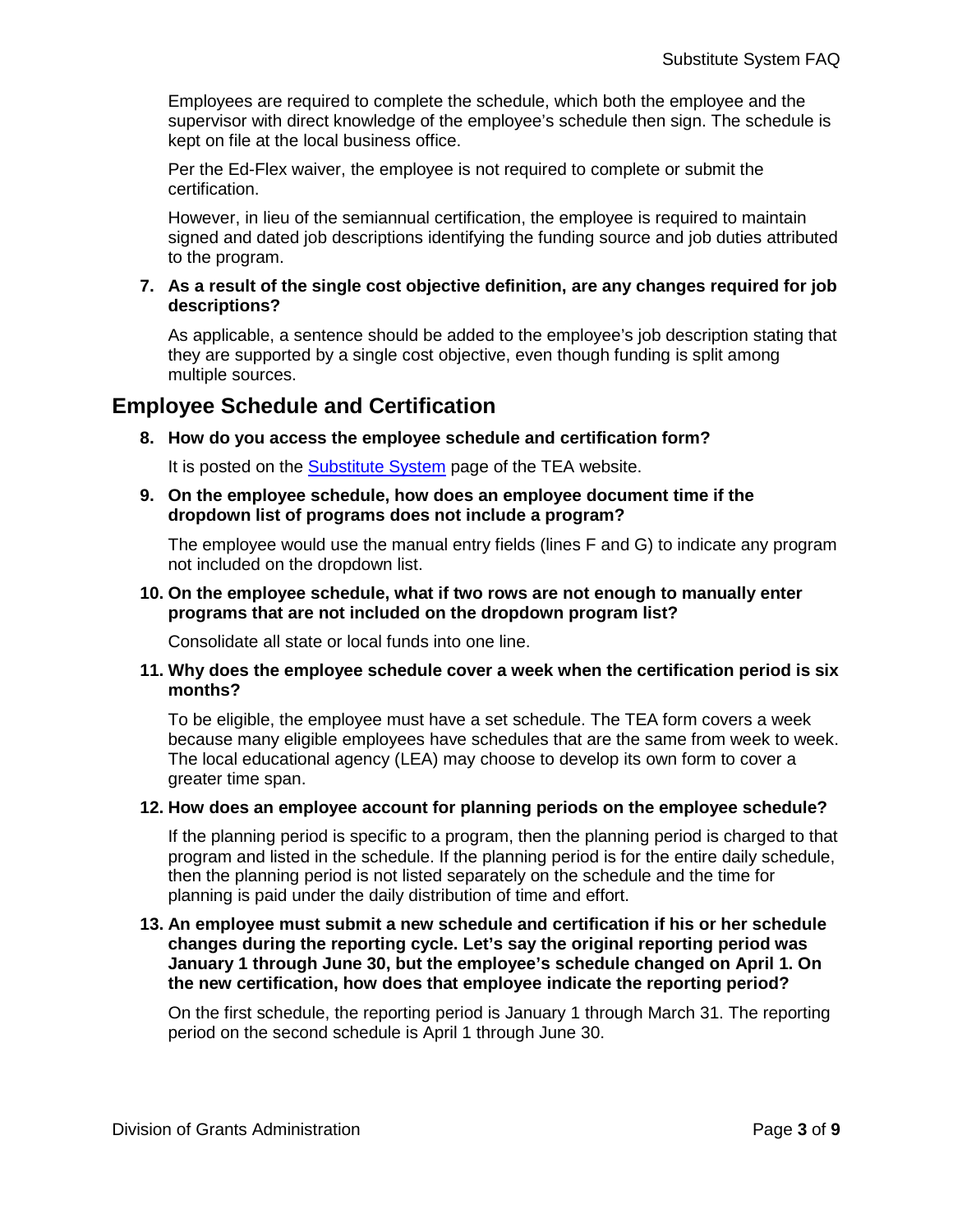Employees are required to complete the schedule, which both the employee and the supervisor with direct knowledge of the employee's schedule then sign. The schedule is kept on file at the local business office.

Per the Ed-Flex waiver, the employee is not required to complete or submit the certification.

However, in lieu of the semiannual certification, the employee is required to maintain signed and dated job descriptions identifying the funding source and job duties attributed to the program.

7. **As a result of the single cost objective definition, are any changes required for job descriptions?**

   As applicable, a sentence should be added to the employee's job description stating that they are supported by a single cost objective, even though funding is split among multiple sources.

## Employee Schedule and Certification

8. **How do you access the employee schedule and certification form?**

   It is posted on the Substitute System page of the TEA website.

9. **On the employee schedule, how does an employee document time if the dropdown list of programs does not include a program?**

   The employee would use the manual entry fields (lines F and G) to indicate any program not included on the dropdown list.

10. **On the employee schedule, what if two rows are not enough to manually enter programs that are not included on the dropdown program list?**

    Consolidate all state or local funds into one line.

11. **Why does the employee schedule cover a week when the certification period is six months?**

    To be eligible, the employee must have a set schedule. The TEA form covers a week because many eligible employees have schedules that are the same from week to week. The local educational agency (LEA) may choose to develop its own form to cover a greater time span.

12. **How does an employee account for planning periods on the employee schedule?**

    If the planning period is specific to a program, then the planning period is charged to that program and listed in the schedule. If the planning period is for the entire daily schedule, then the planning period is not listed separately on the schedule and the time for planning is paid under the daily distribution of time and effort.

13. **An employee must submit a new schedule and certification if his or her schedule changes during the reporting cycle. Let's say the original reporting period was January 1 through June 30, but the employee's schedule changed on April 1. On the new certification, how does that employee indicate the reporting period?**

    On the first schedule, the reporting period is January 1 through March 31. The reporting period on the second schedule is April 1 through June 30.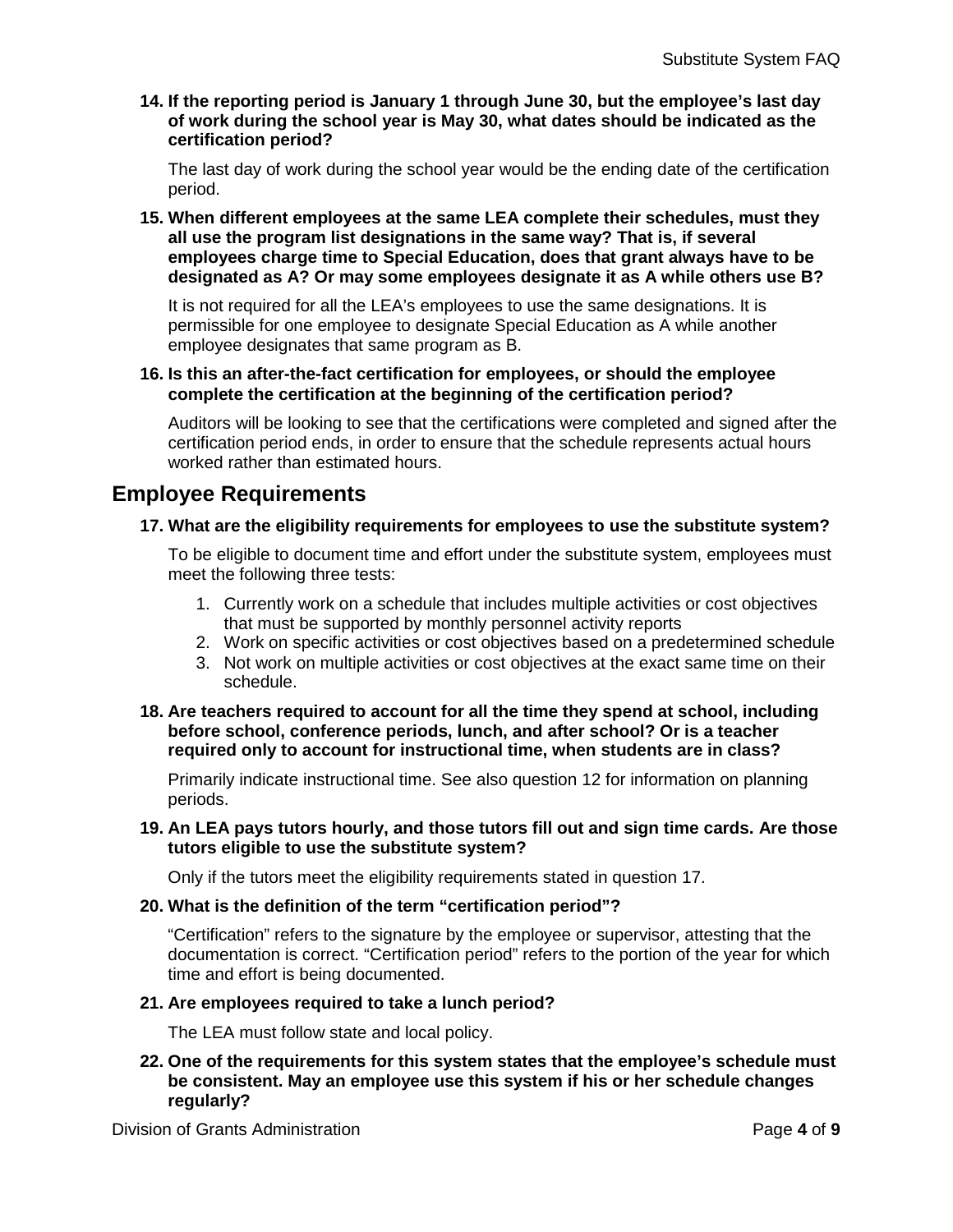**14. If the reporting period is January 1 through June 30, but the employee's last day of work during the school year is May 30, what dates should be indicated as the certification period?**

The last day of work during the school year would be the ending date of the certification period.

**15. When different employees at the same LEA complete their schedules, must they all use the program list designations in the same way? That is, if several employees charge time to Special Education, does that grant always have to be designated as A? Or may some employees designate it as A while others use B?**

It is not required for all the LEA's employees to use the same designations. It is permissible for one employee to designate Special Education as A while another employee designates that same program as B.

**16. Is this an after-the-fact certification for employees, or should the employee complete the certification at the beginning of the certification period?**

Auditors will be looking to see that the certifications were completed and signed after the certification period ends, in order to ensure that the schedule represents actual hours worked rather than estimated hours.

## Employee Requirements

**17. What are the eligibility requirements for employees to use the substitute system?**

To be eligible to document time and effort under the substitute system, employees must meet the following three tests:

1. Currently work on a schedule that includes multiple activities or cost objectives that must be supported by monthly personnel activity reports
2. Work on specific activities or cost objectives based on a predetermined schedule
3. Not work on multiple activities or cost objectives at the exact same time on their schedule.

**18. Are teachers required to account for all the time they spend at school, including before school, conference periods, lunch, and after school? Or is a teacher required only to account for instructional time, when students are in class?**

Primarily indicate instructional time. See also question 12 for information on planning periods.

**19. An LEA pays tutors hourly, and those tutors fill out and sign time cards. Are those tutors eligible to use the substitute system?**

Only if the tutors meet the eligibility requirements stated in question 17.

**20. What is the definition of the term "certification period"?**

"Certification" refers to the signature by the employee or supervisor, attesting that the documentation is correct. "Certification period" refers to the portion of the year for which time and effort is being documented.

**21. Are employees required to take a lunch period?**

The LEA must follow state and local policy.

**22. One of the requirements for this system states that the employee's schedule must be consistent. May an employee use this system if his or her schedule changes regularly?**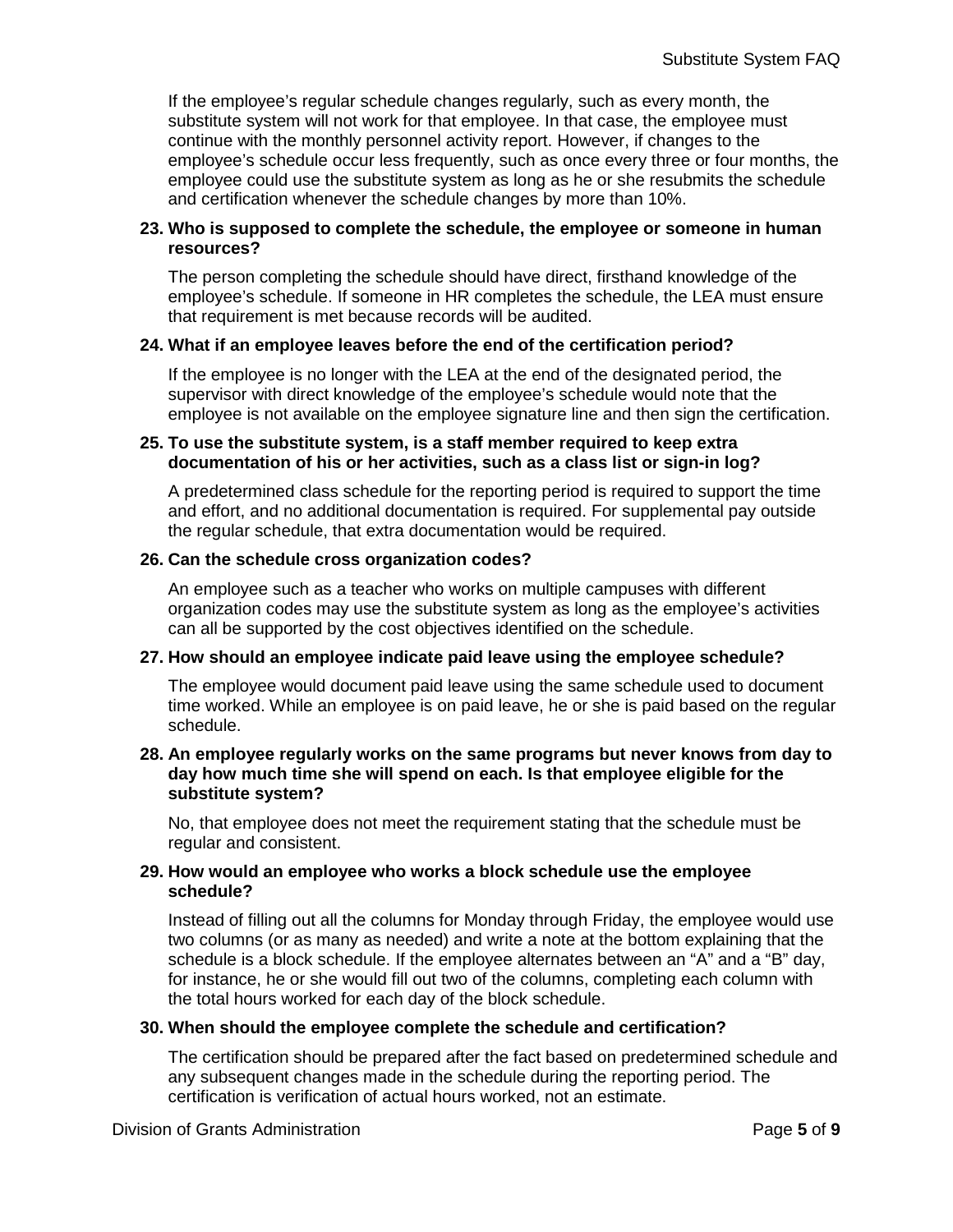If the employee's regular schedule changes regularly, such as every month, the substitute system will not work for that employee. In that case, the employee must continue with the monthly personnel activity report. However, if changes to the employee's schedule occur less frequently, such as once every three or four months, the employee could use the substitute system as long as he or she resubmits the schedule and certification whenever the schedule changes by more than 10%.

**23. Who is supposed to complete the schedule, the employee or someone in human resources?**

The person completing the schedule should have direct, firsthand knowledge of the employee's schedule. If someone in HR completes the schedule, the LEA must ensure that requirement is met because records will be audited.

**24. What if an employee leaves before the end of the certification period?**

If the employee is no longer with the LEA at the end of the designated period, the supervisor with direct knowledge of the employee's schedule would note that the employee is not available on the employee signature line and then sign the certification.

**25. To use the substitute system, is a staff member required to keep extra documentation of his or her activities, such as a class list or sign-in log?**

A predetermined class schedule for the reporting period is required to support the time and effort, and no additional documentation is required. For supplemental pay outside the regular schedule, that extra documentation would be required.

**26. Can the schedule cross organization codes?**

An employee such as a teacher who works on multiple campuses with different organization codes may use the substitute system as long as the employee's activities can all be supported by the cost objectives identified on the schedule.

**27. How should an employee indicate paid leave using the employee schedule?**

The employee would document paid leave using the same schedule used to document time worked. While an employee is on paid leave, he or she is paid based on the regular schedule.

**28. An employee regularly works on the same programs but never knows from day to day how much time she will spend on each. Is that employee eligible for the substitute system?**

No, that employee does not meet the requirement stating that the schedule must be regular and consistent.

**29. How would an employee who works a block schedule use the employee schedule?**

Instead of filling out all the columns for Monday through Friday, the employee would use two columns (or as many as needed) and write a note at the bottom explaining that the schedule is a block schedule. If the employee alternates between an "A" and a "B" day, for instance, he or she would fill out two of the columns, completing each column with the total hours worked for each day of the block schedule.

**30. When should the employee complete the schedule and certification?**

The certification should be prepared after the fact based on predetermined schedule and any subsequent changes made in the schedule during the reporting period. The certification is verification of actual hours worked, not an estimate.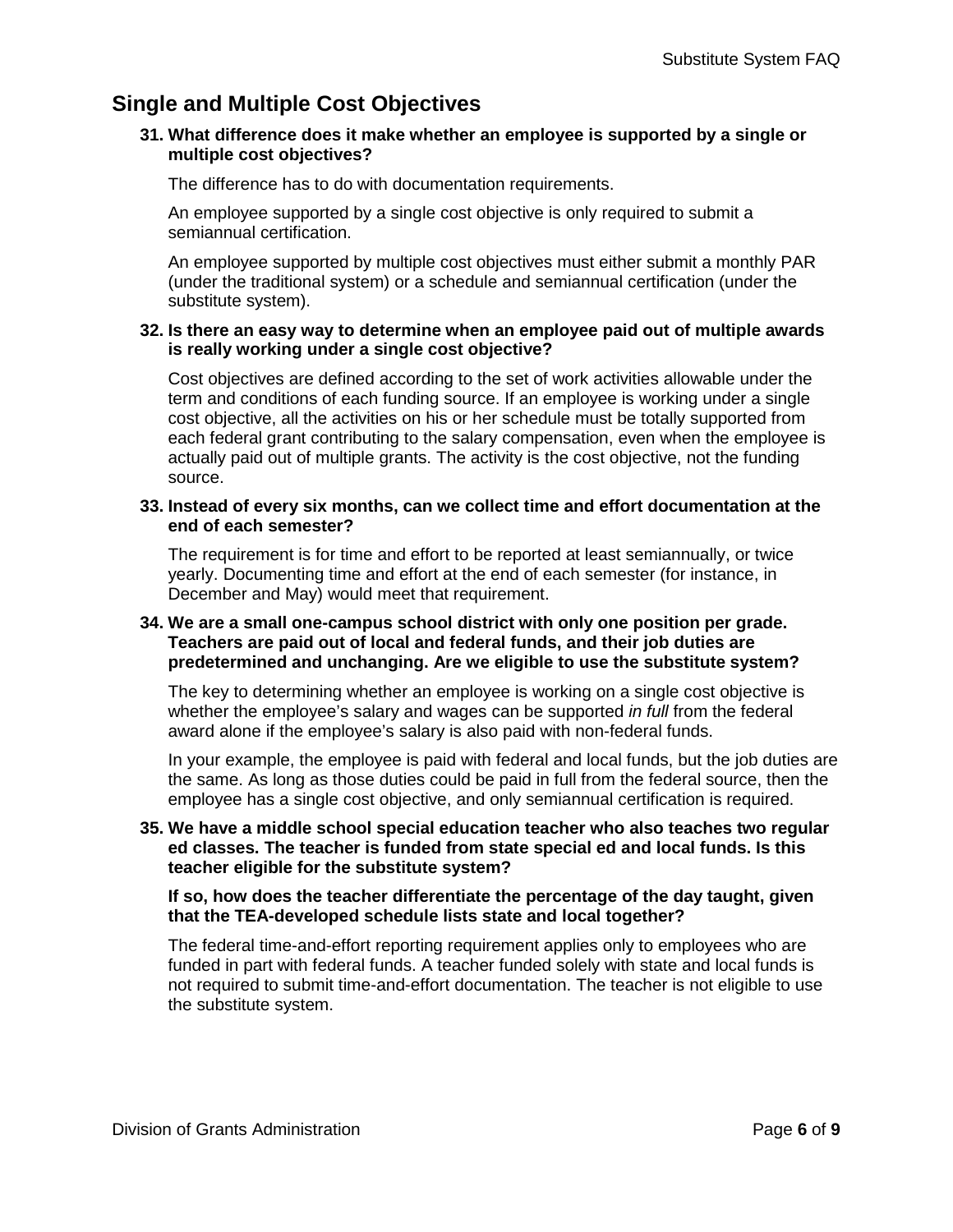## Single and Multiple Cost Objectives

**31. What difference does it make whether an employee is supported by a single or multiple cost objectives?**

The difference has to do with documentation requirements.

An employee supported by a single cost objective is only required to submit a semiannual certification.

An employee supported by multiple cost objectives must either submit a monthly PAR (under the traditional system) or a schedule and semiannual certification (under the substitute system).

**32. Is there an easy way to determine when an employee paid out of multiple awards is really working under a single cost objective?**

Cost objectives are defined according to the set of work activities allowable under the term and conditions of each funding source. If an employee is working under a single cost objective, all the activities on his or her schedule must be totally supported from each federal grant contributing to the salary compensation, even when the employee is actually paid out of multiple grants. The activity is the cost objective, not the funding source.

**33. Instead of every six months, can we collect time and effort documentation at the end of each semester?**

The requirement is for time and effort to be reported at least semiannually, or twice yearly. Documenting time and effort at the end of each semester (for instance, in December and May) would meet that requirement.

**34. We are a small one-campus school district with only one position per grade. Teachers are paid out of local and federal funds, and their job duties are predetermined and unchanging. Are we eligible to use the substitute system?**

The key to determining whether an employee is working on a single cost objective is whether the employee's salary and wages can be supported *in full* from the federal award alone if the employee's salary is also paid with non-federal funds.

In your example, the employee is paid with federal and local funds, but the job duties are the same. As long as those duties could be paid in full from the federal source, then the employee has a single cost objective, and only semiannual certification is required.

**35. We have a middle school special education teacher who also teaches two regular ed classes. The teacher is funded from state special ed and local funds. Is this teacher eligible for the substitute system?**

**If so, how does the teacher differentiate the percentage of the day taught, given that the TEA-developed schedule lists state and local together?**

The federal time-and-effort reporting requirement applies only to employees who are funded in part with federal funds. A teacher funded solely with state and local funds is not required to submit time-and-effort documentation. The teacher is not eligible to use the substitute system.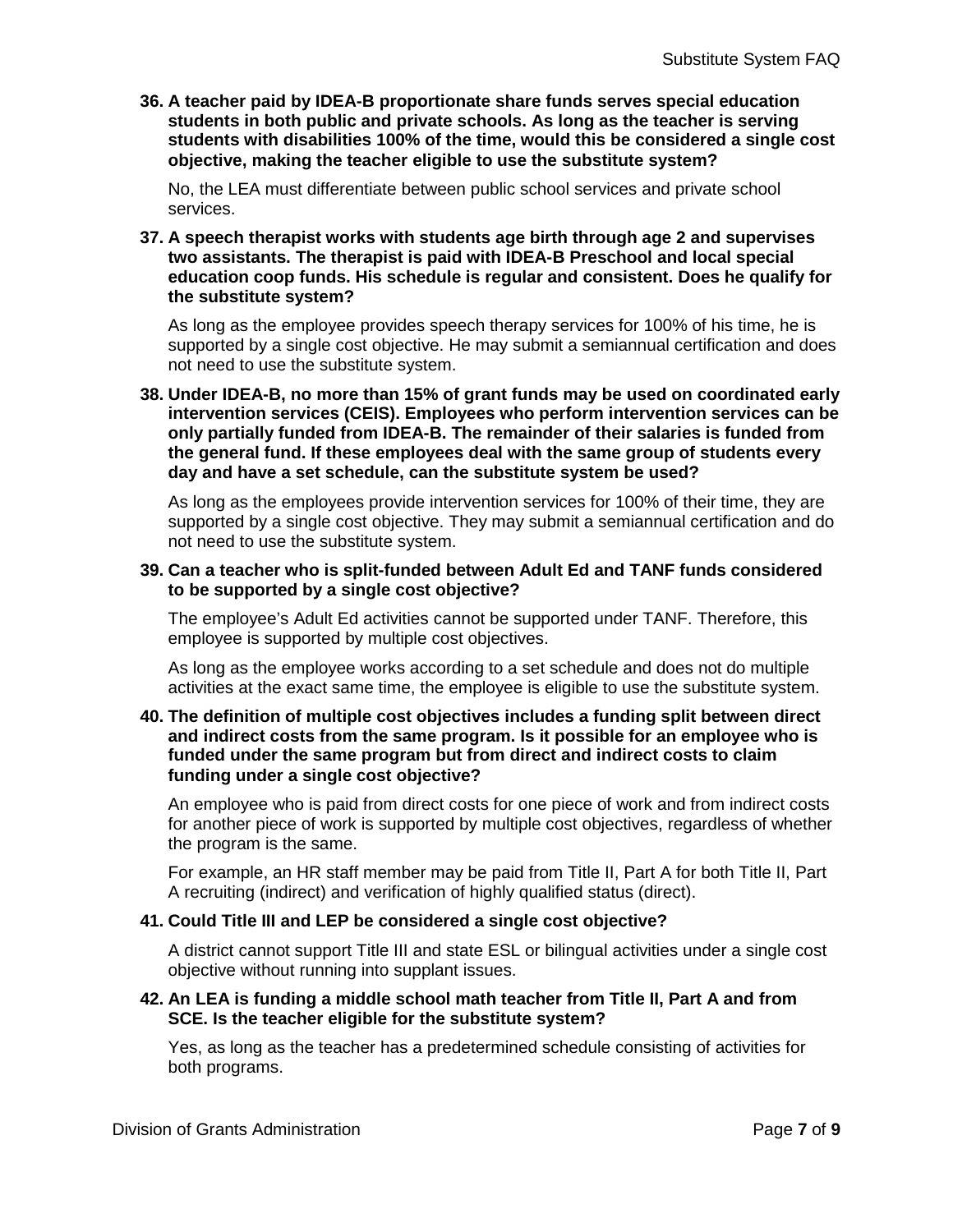**36. A teacher paid by IDEA-B proportionate share funds serves special education students in both public and private schools. As long as the teacher is serving students with disabilities 100% of the time, would this be considered a single cost objective, making the teacher eligible to use the substitute system?**

No, the LEA must differentiate between public school services and private school services.

**37. A speech therapist works with students age birth through age 2 and supervises two assistants. The therapist is paid with IDEA-B Preschool and local special education coop funds. His schedule is regular and consistent. Does he qualify for the substitute system?**

As long as the employee provides speech therapy services for 100% of his time, he is supported by a single cost objective. He may submit a semiannual certification and does not need to use the substitute system.

**38. Under IDEA-B, no more than 15% of grant funds may be used on coordinated early intervention services (CEIS). Employees who perform intervention services can be only partially funded from IDEA-B. The remainder of their salaries is funded from the general fund. If these employees deal with the same group of students every day and have a set schedule, can the substitute system be used?**

As long as the employees provide intervention services for 100% of their time, they are supported by a single cost objective. They may submit a semiannual certification and do not need to use the substitute system.

**39. Can a teacher who is split-funded between Adult Ed and TANF funds considered to be supported by a single cost objective?**

The employee's Adult Ed activities cannot be supported under TANF. Therefore, this employee is supported by multiple cost objectives.

As long as the employee works according to a set schedule and does not do multiple activities at the exact same time, the employee is eligible to use the substitute system.

**40. The definition of multiple cost objectives includes a funding split between direct and indirect costs from the same program. Is it possible for an employee who is funded under the same program but from direct and indirect costs to claim funding under a single cost objective?**

An employee who is paid from direct costs for one piece of work and from indirect costs for another piece of work is supported by multiple cost objectives, regardless of whether the program is the same.

For example, an HR staff member may be paid from Title II, Part A for both Title II, Part A recruiting (indirect) and verification of highly qualified status (direct).

**41. Could Title III and LEP be considered a single cost objective?**

A district cannot support Title III and state ESL or bilingual activities under a single cost objective without running into supplant issues.

**42. An LEA is funding a middle school math teacher from Title II, Part A and from SCE. Is the teacher eligible for the substitute system?**

Yes, as long as the teacher has a predetermined schedule consisting of activities for both programs.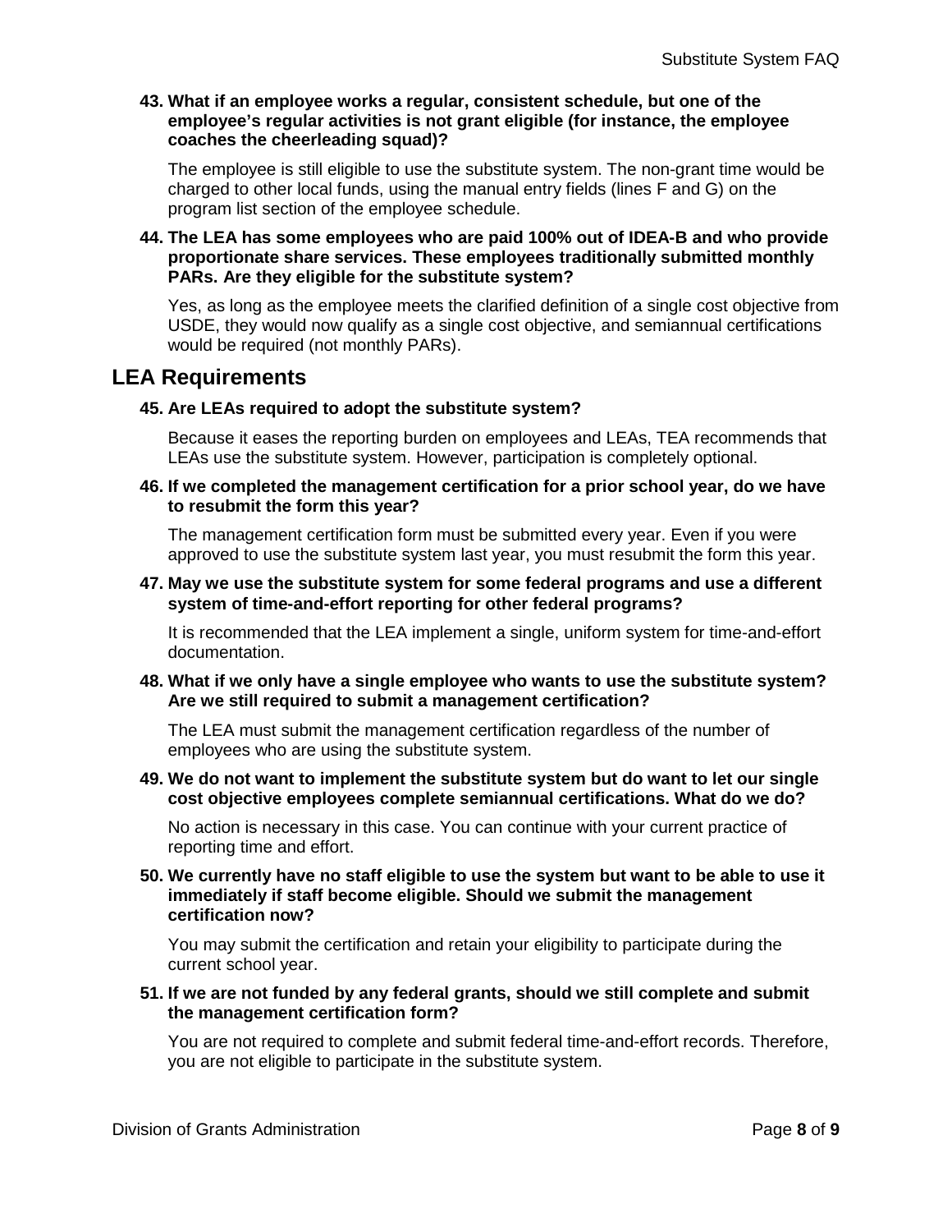**43. What if an employee works a regular, consistent schedule, but one of the employee's regular activities is not grant eligible (for instance, the employee coaches the cheerleading squad)?**

The employee is still eligible to use the substitute system. The non-grant time would be charged to other local funds, using the manual entry fields (lines F and G) on the program list section of the employee schedule.

**44. The LEA has some employees who are paid 100% out of IDEA-B and who provide proportionate share services. These employees traditionally submitted monthly PARs. Are they eligible for the substitute system?**

Yes, as long as the employee meets the clarified definition of a single cost objective from USDE, they would now qualify as a single cost objective, and semiannual certifications would be required (not monthly PARs).

## LEA Requirements

**45. Are LEAs required to adopt the substitute system?**

Because it eases the reporting burden on employees and LEAs, TEA recommends that LEAs use the substitute system. However, participation is completely optional.

**46. If we completed the management certification for a prior school year, do we have to resubmit the form this year?**

The management certification form must be submitted every year. Even if you were approved to use the substitute system last year, you must resubmit the form this year.

**47. May we use the substitute system for some federal programs and use a different system of time-and-effort reporting for other federal programs?**

It is recommended that the LEA implement a single, uniform system for time-and-effort documentation.

**48. What if we only have a single employee who wants to use the substitute system? Are we still required to submit a management certification?**

The LEA must submit the management certification regardless of the number of employees who are using the substitute system.

**49. We do not want to implement the substitute system but do want to let our single cost objective employees complete semiannual certifications. What do we do?**

No action is necessary in this case. You can continue with your current practice of reporting time and effort.

**50. We currently have no staff eligible to use the system but want to be able to use it immediately if staff become eligible. Should we submit the management certification now?**

You may submit the certification and retain your eligibility to participate during the current school year.

**51. If we are not funded by any federal grants, should we still complete and submit the management certification form?**

You are not required to complete and submit federal time-and-effort records. Therefore, you are not eligible to participate in the substitute system.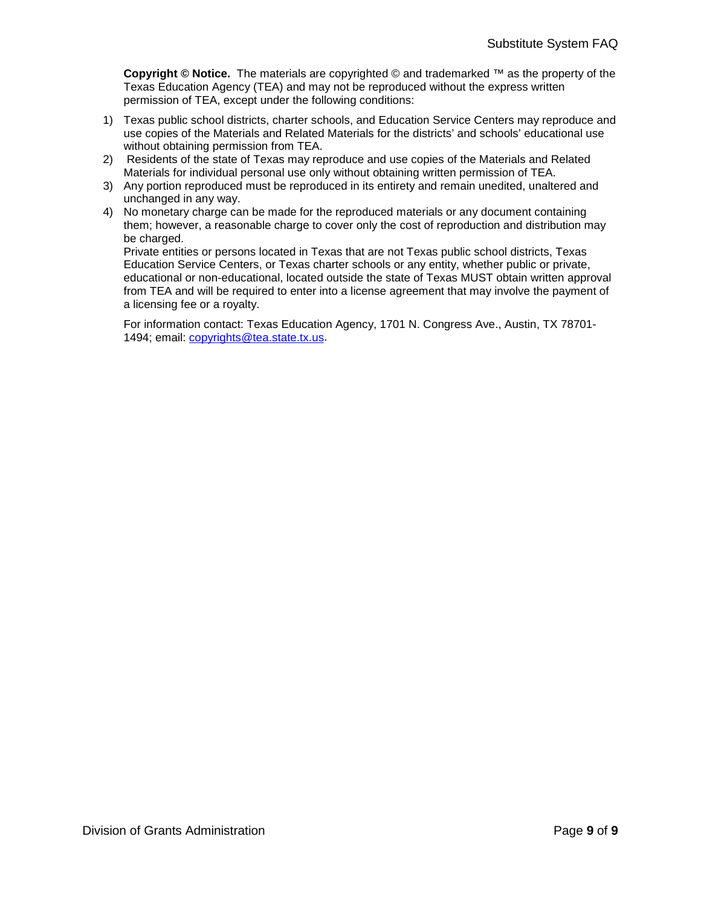**Copyright © Notice.** The materials are copyrighted © and trademarked ™ as the property of the Texas Education Agency (TEA) and may not be reproduced without the express written permission of TEA, except under the following conditions:

1) Texas public school districts, charter schools, and Education Service Centers may reproduce and use copies of the Materials and Related Materials for the districts' and schools' educational use without obtaining permission from TEA.
2) Residents of the state of Texas may reproduce and use copies of the Materials and Related Materials for individual personal use only without obtaining written permission of TEA.
3) Any portion reproduced must be reproduced in its entirety and remain unedited, unaltered and unchanged in any way.
4) No monetary charge can be made for the reproduced materials or any document containing them; however, a reasonable charge to cover only the cost of reproduction and distribution may be charged.

Private entities or persons located in Texas that are not Texas public school districts, Texas Education Service Centers, or Texas charter schools or any entity, whether public or private, educational or non-educational, located outside the state of Texas MUST obtain written approval from TEA and will be required to enter into a license agreement that may involve the payment of a licensing fee or a royalty.

For information contact: Texas Education Agency, 1701 N. Congress Ave., Austin, TX 78701-1494; email: copyrights@tea.state.tx.us.